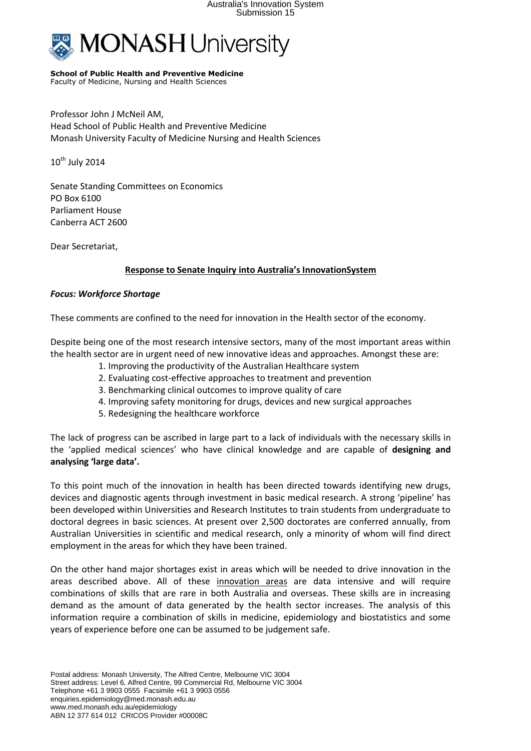**MONASH University**

**School of Public Health and Preventive Medicine**
Faculty of Medicine, Nursing and Health Sciences

Professor John J McNeil AM,
Head School of Public Health and Preventive Medicine
Monash University Faculty of Medicine Nursing and Health Sciences

10th July 2014

Senate Standing Committees on Economics
PO Box 6100
Parliament House
Canberra ACT 2600

Dear Secretariat,

**Response to Senate Inquiry into Australia's InnovationSystem**

***Focus: Workforce Shortage***

These comments are confined to the need for innovation in the Health sector of the economy.

Despite being one of the most research intensive sectors, many of the most important areas within the health sector are in urgent need of new innovative ideas and approaches. Amongst these are:

1. Improving the productivity of the Australian Healthcare system
2. Evaluating cost-effective approaches to treatment and prevention
3. Benchmarking clinical outcomes to improve quality of care
4. Improving safety monitoring for drugs, devices and new surgical approaches
5. Redesigning the healthcare workforce

The lack of progress can be ascribed in large part to a lack of individuals with the necessary skills in the 'applied medical sciences' who have clinical knowledge and are capable of **designing and analysing 'large data'.**

To this point much of the innovation in health has been directed towards identifying new drugs, devices and diagnostic agents through investment in basic medical research. A strong 'pipeline' has been developed within Universities and Research Institutes to train students from undergraduate to doctoral degrees in basic sciences. At present over 2,500 doctorates are conferred annually, from Australian Universities in scientific and medical research, only a minority of whom will find direct employment in the areas for which they have been trained.

On the other hand major shortages exist in areas which will be needed to drive innovation in the areas described above. All of these innovation areas are data intensive and will require combinations of skills that are rare in both Australia and overseas. These skills are in increasing demand as the amount of data generated by the health sector increases. The analysis of this information require a combination of skills in medicine, epidemiology and biostatistics and some years of experience before one can be assumed to be judgement safe.

Postal address: Monash University, The Alfred Centre, Melbourne VIC 3004
Street address: Level 6, Alfred Centre, 99 Commercial Rd, Melbourne VIC 3004
Telephone +61 3 9903 0555 Facsimile +61 3 9903 0556
enquiries.epidemiology@med.monash.edu.au
www.med.monash.edu.au/epidemiology
ABN 12 377 614 012 CRICOS Provider #00008C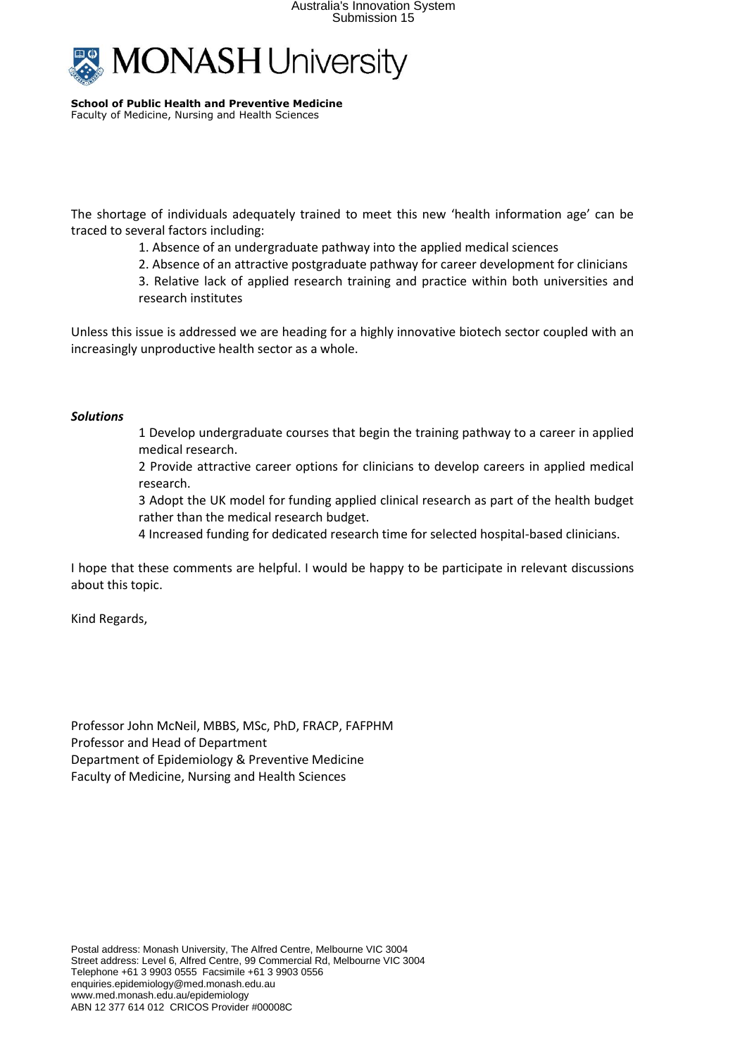**School of Public Health and Preventive Medicine**
Faculty of Medicine, Nursing and Health Sciences

The shortage of individuals adequately trained to meet this new 'health information age' can be traced to several factors including:

1. Absence of an undergraduate pathway into the applied medical sciences
2. Absence of an attractive postgraduate pathway for career development for clinicians
3. Relative lack of applied research training and practice within both universities and research institutes

Unless this issue is addressed we are heading for a highly innovative biotech sector coupled with an increasingly unproductive health sector as a whole.

***Solutions***

1 Develop undergraduate courses that begin the training pathway to a career in applied medical research.

2 Provide attractive career options for clinicians to develop careers in applied medical research.

3 Adopt the UK model for funding applied clinical research as part of the health budget rather than the medical research budget.

4 Increased funding for dedicated research time for selected hospital-based clinicians.

I hope that these comments are helpful. I would be happy to be participate in relevant discussions about this topic.

Kind Regards,

Professor John McNeil, MBBS, MSc, PhD, FRACP, FAFPHM
Professor and Head of Department
Department of Epidemiology & Preventive Medicine
Faculty of Medicine, Nursing and Health Sciences

Postal address: Monash University, The Alfred Centre, Melbourne VIC 3004
Street address: Level 6, Alfred Centre, 99 Commercial Rd, Melbourne VIC 3004
Telephone +61 3 9903 0555 Facsimile +61 3 9903 0556
enquiries.epidemiology@med.monash.edu.au
www.med.monash.edu.au/epidemiology
ABN 12 377 614 012 CRICOS Provider #00008C